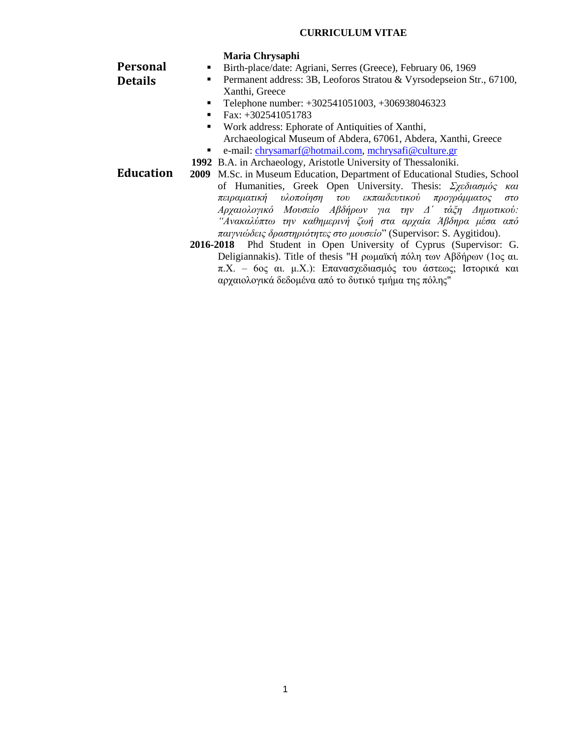# CURRICULUM VITAE

## Personal Details

**Maria Chrysaphi**

- Birth-place/date: Agriani, Serres (Greece), February 06, 1969
- Permanent address: 3B, Leoforos Stratou & Vyrsodepseion Str., 67100, Xanthi, Greece
- Telephone number: +302541051003, +306938046323
- Fax: +302541051783
- Work address: Ephorate of Antiquities of Xanthi, Archaeological Museum of Abdera, 67061, Abdera, Xanthi, Greece
- e-mail: chrysamarf@hotmail.com, mchrysafi@culture.gr

## Education

**1992** B.A. in Archaeology, Aristotle University of Thessaloniki.

**2009** M.Sc. in Museum Education, Department of Educational Studies, School of Humanities, Greek Open University. Thesis: *Σχεδιασμός και πειραματική υλοποίηση του εκπαιδευτικού προγράμματος στο Αρχαιολογικό Μουσείο Αβδήρων για την Δ΄ τάξη Δημοτικού: "Ανακαλύπτω την καθημερινή ζωή στα αρχαία Άβδηρα μέσα από παιγνιώδεις δραστηριότητες στο μουσείο*" (Supervisor: S. Aygitidou).

**2016-2018** Phd Student in Open University of Cyprus (Supervisor: G. Deligiannakis). Title of thesis "Η ρωμαϊκή πόλη των Αβδήρων (1ος αι. π.Χ. – 6ος αι. μ.Χ.): Επανασχεδιασμός του άστεως; Ιστορικά και αρχαιολογικά δεδομένα από το δυτικό τμήμα της πόλης"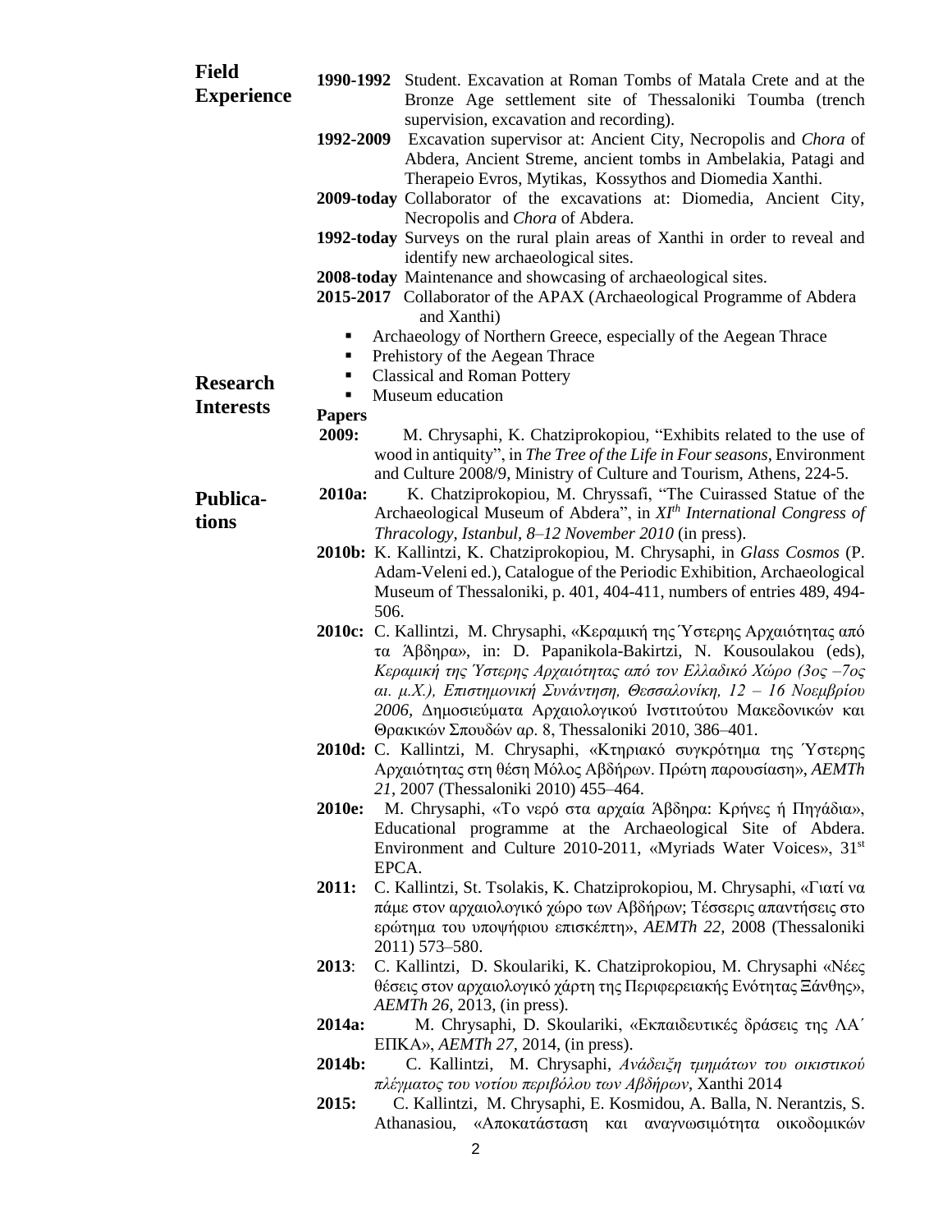## Field Experience

**1990-1992** Student. Excavation at Roman Tombs of Matala Crete and at the Bronze Age settlement site of Thessaloniki Toumba (trench supervision, excavation and recording).

**1992-2009** Excavation supervisor at: Ancient City, Necropolis and *Chora* of Abdera, Ancient Streme, ancient tombs in Ambelakia, Patagi and Therapeio Evros, Mytikas, Kossythos and Diomedia Xanthi.

**2009-today** Collaborator of the excavations at: Diomedia, Ancient City, Necropolis and *Chora* of Abdera.

**1992-today** Surveys on the rural plain areas of Xanthi in order to reveal and identify new archaeological sites.

**2008-today** Maintenance and showcasing of archaeological sites.

**2015-2017** Collaborator of the APAX (Archaeological Programme of Abdera and Xanthi)

## Research Interests

- Archaeology of Northern Greece, especially of the Aegean Thrace
- Prehistory of the Aegean Thrace
- Classical and Roman Pottery
- Museum education

## Publications

**Papers**

**2009:** M. Chrysaphi, K. Chatziprokopiou, "Exhibits related to the use of wood in antiquity", in *The Tree of the Life in Four seasons*, Environment and Culture 2008/9, Ministry of Culture and Tourism, Athens, 224-5.

**2010a:** K. Chatziprokopiou, M. Chryssafi, "The Cuirassed Statue of the Archaeological Museum of Abdera", in *XI$^{th}$ International Congress of Thracology, Istanbul, 8–12 November 2010* (in press).

**2010b:** K. Kallintzi, K. Chatziprokopiou, M. Chrysaphi, in *Glass Cosmos* (P. Adam-Veleni ed.), Catalogue of the Periodic Exhibition, Archaeological Museum of Thessaloniki, p. 401, 404-411, numbers of entries 489, 494-506.

**2010c:** C. Kallintzi, M. Chrysaphi, «Κεραμική της Ύστερης Αρχαιότητας από τα Άβδηρα», in: D. Papanikola-Bakirtzi, N. Kousoulakou (eds), *Κεραμική της Ύστερης Αρχαιότητας από τον Ελλαδικό Χώρο (3ος –7ος αι. μ.Χ.), Επιστημονική Συνάντηση, Θεσσαλονίκη, 12 – 16 Νοεμβρίου 2006*, Δημοσιεύματα Αρχαιολογικού Ινστιτούτου Μακεδονικών και Θρακικών Σπουδών αρ. 8, Thessaloniki 2010, 386–401.

**2010d:** C. Kallintzi, M. Chrysaphi, «Κτηριακό συγκρότημα της Ύστερης Αρχαιότητας στη θέση Μόλος Αβδήρων. Πρώτη παρουσίαση», *AEMTh 21*, 2007 (Thessaloniki 2010) 455–464.

**2010e:** M. Chrysaphi, «Το νερό στα αρχαία Άβδηρα: Κρήνες ή Πηγάδια», Educational programme at the Archaeological Site of Abdera. Environment and Culture 2010-2011, «Myriads Water Voices», 31$^{st}$ EPCA.

**2011:** C. Kallintzi, St. Tsolakis, K. Chatziprokopiou, M. Chrysaphi, «Γιατί να πάμε στον αρχαιολογικό χώρο των Αβδήρων; Τέσσερις απαντήσεις στο ερώτημα του υποψήφιου επισκέπτη», *AEMTh 22*, 2008 (Thessaloniki 2011) 573–580.

**2013**: C. Kallintzi, D. Skoulariki, K. Chatziprokopiou, M. Chrysaphi «Νέες θέσεις στον αρχαιολογικό χάρτη της Περιφερειακής Ενότητας Ξάνθης», *AEMTh 26*, 2013, (in press).

**2014a:** M. Chrysaphi, D. Skoulariki, «Εκπαιδευτικές δράσεις της ΛΑ΄ ΕΠΚΑ», *AEMTh 27*, 2014, (in press).

**2014b:** C. Kallintzi, M. Chrysaphi, *Ανάδειξη τμημάτων του οικιστικού πλέγματος του νοτίου περιβόλου των Αβδήρων*, Xanthi 2014

**2015:** C. Kallintzi, M. Chrysaphi, E. Kosmidou, A. Balla, N. Nerantzis, S. Athanasiou, «Αποκατάσταση και αναγνωσιμότητα οικοδομικών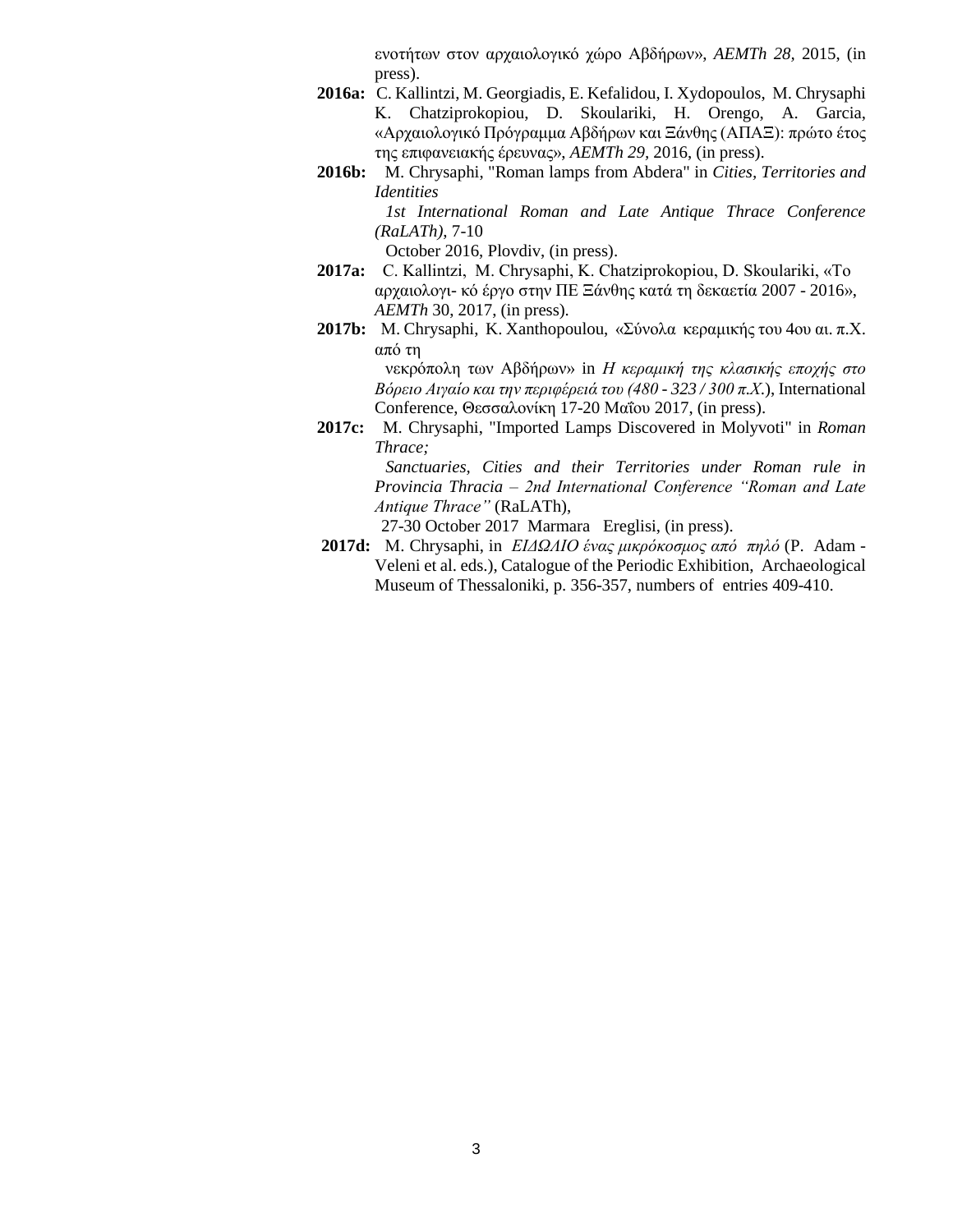ενοτήτων στον αρχαιολογικό χώρο Αβδήρων», *AEMTh 28*, 2015, (in press).

**2016a:** C. Kallintzi, M. Georgiadis, E. Kefalidou, I. Xydopoulos, M. Chrysaphi K. Chatziprokopiou, D. Skoulariki, H. Orengo, A. Garcia, «Αρχαιολογικό Πρόγραμμα Αβδήρων και Ξάνθης (ΑΠΑΞ): πρώτο έτος της επιφανειακής έρευνας», *AEMTh 29*, 2016, (in press).

**2016b:** M. Chrysaphi, "Roman lamps from Abdera" in *Cities, Territories and Identities 1st International Roman and Late Antique Thrace Conference (RaLATh)*, 7-10 October 2016, Plovdiv, (in press).

**2017a:** C. Kallintzi, M. Chrysaphi, K. Chatziprokopiou, D. Skoulariki, «Το αρχαιολογι- κό έργο στην ΠΕ Ξάνθης κατά τη δεκαετία 2007 - 2016», *AEMTh* 30, 2017, (in press).

**2017b:** M. Chrysaphi, K. Xanthopoulou, «Σύνολα κεραμικής του 4ου αι. π.Χ. από τη νεκρόπολη των Αβδήρων» in *Η κεραμική της κλασικής εποχής στο Βόρειο Αιγαίο και την περιφέρειά του (480 - 323 / 300 π.Χ.*), International Conference, Θεσσαλονίκη 17-20 Μαΐου 2017, (in press).

**2017c:** M. Chrysaphi, "Imported Lamps Discovered in Molyvoti" in *Roman Thrace; Sanctuaries, Cities and their Territories under Roman rule in Provincia Thracia – 2nd International Conference "Roman and Late Antique Thrace"* (RaLATh), 27-30 October 2017 Marmara Ereglisi, (in press).

**2017d:** M. Chrysaphi, in *ΕΙΔΩΛΙΟ ένας μικρόκοσμος από πηλό* (P. Adam - Veleni et al. eds.), Catalogue of the Periodic Exhibition, Archaeological Museum of Thessaloniki, p. 356-357, numbers of entries 409-410.